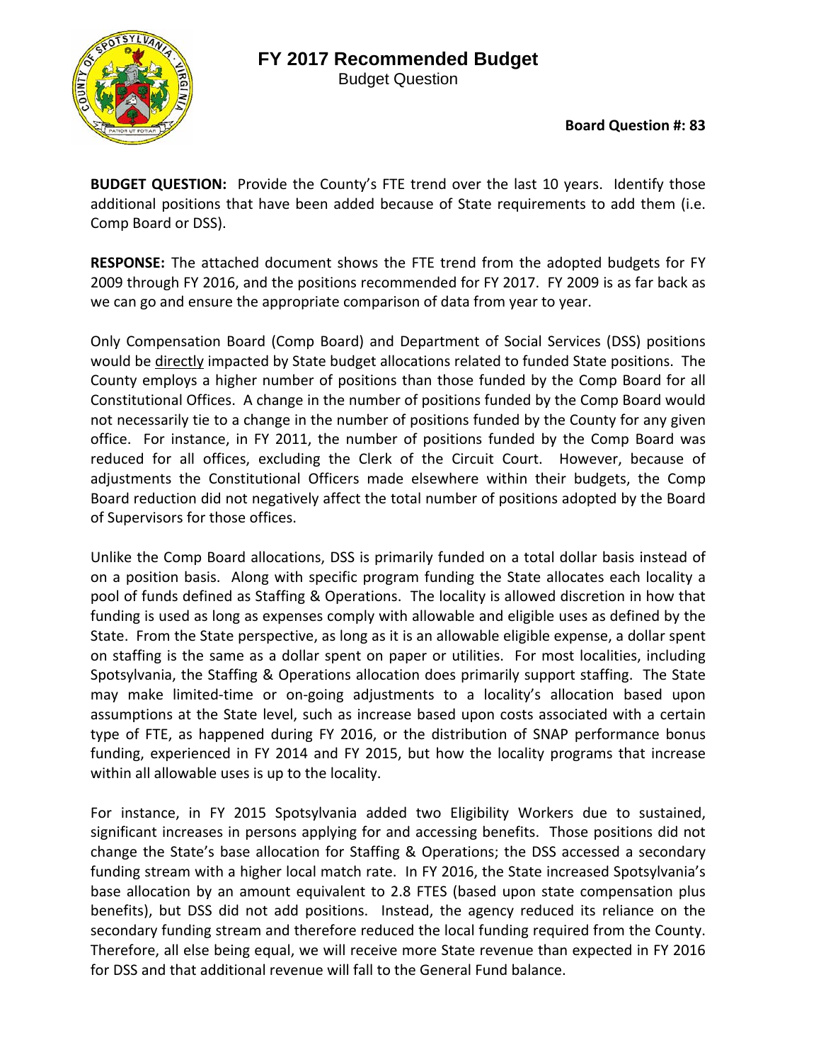# FY 2017 Recommended Budget

Budget Question

**Board Question #: 83**

**BUDGET QUESTION:** Provide the County's FTE trend over the last 10 years. Identify those additional positions that have been added because of State requirements to add them (i.e. Comp Board or DSS).

**RESPONSE:** The attached document shows the FTE trend from the adopted budgets for FY 2009 through FY 2016, and the positions recommended for FY 2017. FY 2009 is as far back as we can go and ensure the appropriate comparison of data from year to year.

Only Compensation Board (Comp Board) and Department of Social Services (DSS) positions would be directly impacted by State budget allocations related to funded State positions. The County employs a higher number of positions than those funded by the Comp Board for all Constitutional Offices. A change in the number of positions funded by the Comp Board would not necessarily tie to a change in the number of positions funded by the County for any given office. For instance, in FY 2011, the number of positions funded by the Comp Board was reduced for all offices, excluding the Clerk of the Circuit Court. However, because of adjustments the Constitutional Officers made elsewhere within their budgets, the Comp Board reduction did not negatively affect the total number of positions adopted by the Board of Supervisors for those offices.

Unlike the Comp Board allocations, DSS is primarily funded on a total dollar basis instead of on a position basis. Along with specific program funding the State allocates each locality a pool of funds defined as Staffing & Operations. The locality is allowed discretion in how that funding is used as long as expenses comply with allowable and eligible uses as defined by the State. From the State perspective, as long as it is an allowable eligible expense, a dollar spent on staffing is the same as a dollar spent on paper or utilities. For most localities, including Spotsylvania, the Staffing & Operations allocation does primarily support staffing. The State may make limited-time or on-going adjustments to a locality's allocation based upon assumptions at the State level, such as increase based upon costs associated with a certain type of FTE, as happened during FY 2016, or the distribution of SNAP performance bonus funding, experienced in FY 2014 and FY 2015, but how the locality programs that increase within all allowable uses is up to the locality.

For instance, in FY 2015 Spotsylvania added two Eligibility Workers due to sustained, significant increases in persons applying for and accessing benefits. Those positions did not change the State's base allocation for Staffing & Operations; the DSS accessed a secondary funding stream with a higher local match rate. In FY 2016, the State increased Spotsylvania's base allocation by an amount equivalent to 2.8 FTES (based upon state compensation plus benefits), but DSS did not add positions. Instead, the agency reduced its reliance on the secondary funding stream and therefore reduced the local funding required from the County. Therefore, all else being equal, we will receive more State revenue than expected in FY 2016 for DSS and that additional revenue will fall to the General Fund balance.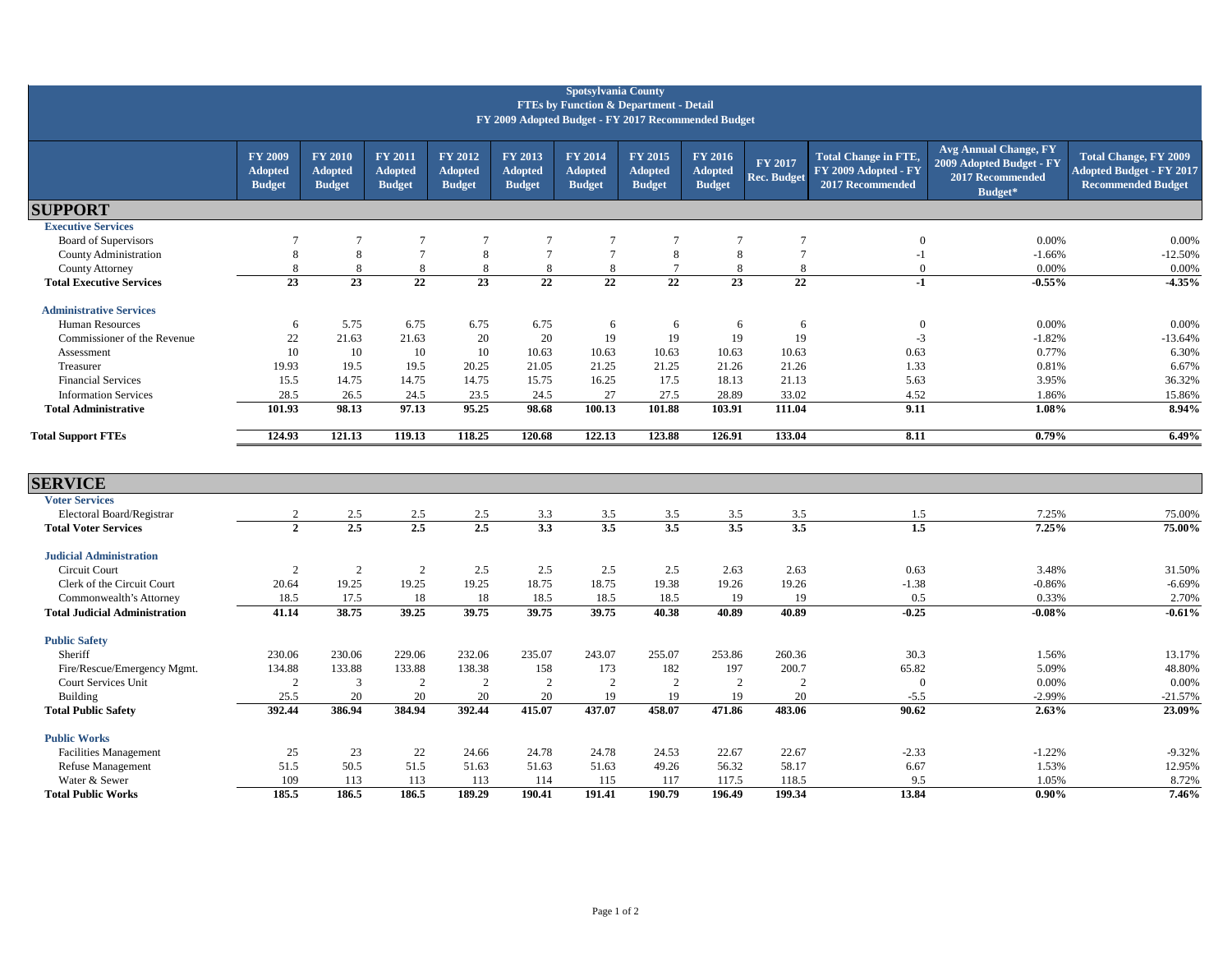**Spotsylvania County**
**FTEs by Function & Department - Detail**
**FY 2009 Adopted Budget - FY 2017 Recommended Budget**

| | FY 2009 Adopted Budget | FY 2010 Adopted Budget | FY 2011 Adopted Budget | FY 2012 Adopted Budget | FY 2013 Adopted Budget | FY 2014 Adopted Budget | FY 2015 Adopted Budget | FY 2016 Adopted Budget | FY 2017 Rec. Budget | Total Change in FTE, FY 2009 Adopted - FY 2017 Recommended | Avg Annual Change, FY 2009 Adopted Budget - FY 2017 Recommended Budget* | Total Change, FY 2009 Adopted Budget - FY 2017 Recommended Budget |
|---|---|---|---|---|---|---|---|---|---|---|---|---|
| **SUPPORT** | | | | | | | | | | | | |
| **Executive Services** | | | | | | | | | | | | |
| Board of Supervisors | 7 | 7 | 7 | 7 | 7 | 7 | 7 | 7 | 7 | 0 | 0.00% | 0.00% |
| County Administration | 8 | 8 | 7 | 8 | 7 | 7 | 8 | 8 | 7 | -1 | -1.66% | -12.50% |
| County Attorney | 8 | 8 | 8 | 8 | 8 | 8 | 7 | 8 | 8 | 0 | 0.00% | 0.00% |
| **Total Executive Services** | **23** | **23** | **22** | **23** | **22** | **22** | **22** | **23** | **22** | **-1** | **-0.55%** | **-4.35%** |
| **Administrative Services** | | | | | | | | | | | | |
| Human Resources | 6 | 5.75 | 6.75 | 6.75 | 6.75 | 6 | 6 | 6 | 6 | 0 | 0.00% | 0.00% |
| Commissioner of the Revenue | 22 | 21.63 | 21.63 | 20 | 20 | 19 | 19 | 19 | 19 | -3 | -1.82% | -13.64% |
| Assessment | 10 | 10 | 10 | 10 | 10.63 | 10.63 | 10.63 | 10.63 | 10.63 | 0.63 | 0.77% | 6.30% |
| Treasurer | 19.93 | 19.5 | 19.5 | 20.25 | 21.05 | 21.25 | 21.25 | 21.26 | 21.26 | 1.33 | 0.81% | 6.67% |
| Financial Services | 15.5 | 14.75 | 14.75 | 14.75 | 15.75 | 16.25 | 17.5 | 18.13 | 21.13 | 5.63 | 3.95% | 36.32% |
| Information Services | 28.5 | 26.5 | 24.5 | 23.5 | 24.5 | 27 | 27.5 | 28.89 | 33.02 | 4.52 | 1.86% | 15.86% |
| **Total Administrative** | **101.93** | **98.13** | **97.13** | **95.25** | **98.68** | **100.13** | **101.88** | **103.91** | **111.04** | **9.11** | **1.08%** | **8.94%** |
| **Total Support FTEs** | **124.93** | **121.13** | **119.13** | **118.25** | **120.68** | **122.13** | **123.88** | **126.91** | **133.04** | **8.11** | **0.79%** | **6.49%** |
| **SERVICE** | | | | | | | | | | | | |
| **Voter Services** | | | | | | | | | | | | |
| Electoral Board/Registrar | 2 | 2.5 | 2.5 | 2.5 | 3.3 | 3.5 | 3.5 | 3.5 | 3.5 | 1.5 | 7.25% | 75.00% |
| **Total Voter Services** | **2** | **2.5** | **2.5** | **2.5** | **3.3** | **3.5** | **3.5** | **3.5** | **3.5** | **1.5** | **7.25%** | **75.00%** |
| **Judicial Administration** | | | | | | | | | | | | |
| Circuit Court | 2 | 2 | 2 | 2.5 | 2.5 | 2.5 | 2.5 | 2.63 | 2.63 | 0.63 | 3.48% | 31.50% |
| Clerk of the Circuit Court | 20.64 | 19.25 | 19.25 | 19.25 | 18.75 | 18.75 | 19.38 | 19.26 | 19.26 | -1.38 | -0.86% | -6.69% |
| Commonwealth's Attorney | 18.5 | 17.5 | 18 | 18 | 18.5 | 18.5 | 18.5 | 19 | 19 | 0.5 | 0.33% | 2.70% |
| **Total Judicial Administration** | **41.14** | **38.75** | **39.25** | **39.75** | **39.75** | **39.75** | **40.38** | **40.89** | **40.89** | **-0.25** | **-0.08%** | **-0.61%** |
| **Public Safety** | | | | | | | | | | | | |
| Sheriff | 230.06 | 230.06 | 229.06 | 232.06 | 235.07 | 243.07 | 255.07 | 253.86 | 260.36 | 30.3 | 1.56% | 13.17% |
| Fire/Rescue/Emergency Mgmt. | 134.88 | 133.88 | 133.88 | 138.38 | 158 | 173 | 182 | 197 | 200.7 | 65.82 | 5.09% | 48.80% |
| Court Services Unit | 2 | 3 | 2 | 2 | 2 | 2 | 2 | 2 | 2 | 0 | 0.00% | 0.00% |
| Building | 25.5 | 20 | 20 | 20 | 20 | 19 | 19 | 19 | 20 | -5.5 | -2.99% | -21.57% |
| **Total Public Safety** | **392.44** | **386.94** | **384.94** | **392.44** | **415.07** | **437.07** | **458.07** | **471.86** | **483.06** | **90.62** | **2.63%** | **23.09%** |
| **Public Works** | | | | | | | | | | | | |
| Facilities Management | 25 | 23 | 22 | 24.66 | 24.78 | 24.78 | 24.53 | 22.67 | 22.67 | -2.33 | -1.22% | -9.32% |
| Refuse Management | 51.5 | 50.5 | 51.5 | 51.63 | 51.63 | 51.63 | 49.26 | 56.32 | 58.17 | 6.67 | 1.53% | 12.95% |
| Water & Sewer | 109 | 113 | 113 | 113 | 114 | 115 | 117 | 117.5 | 118.5 | 9.5 | 1.05% | 8.72% |
| **Total Public Works** | **185.5** | **186.5** | **186.5** | **189.29** | **190.41** | **191.41** | **190.79** | **196.49** | **199.34** | **13.84** | **0.90%** | **7.46%** |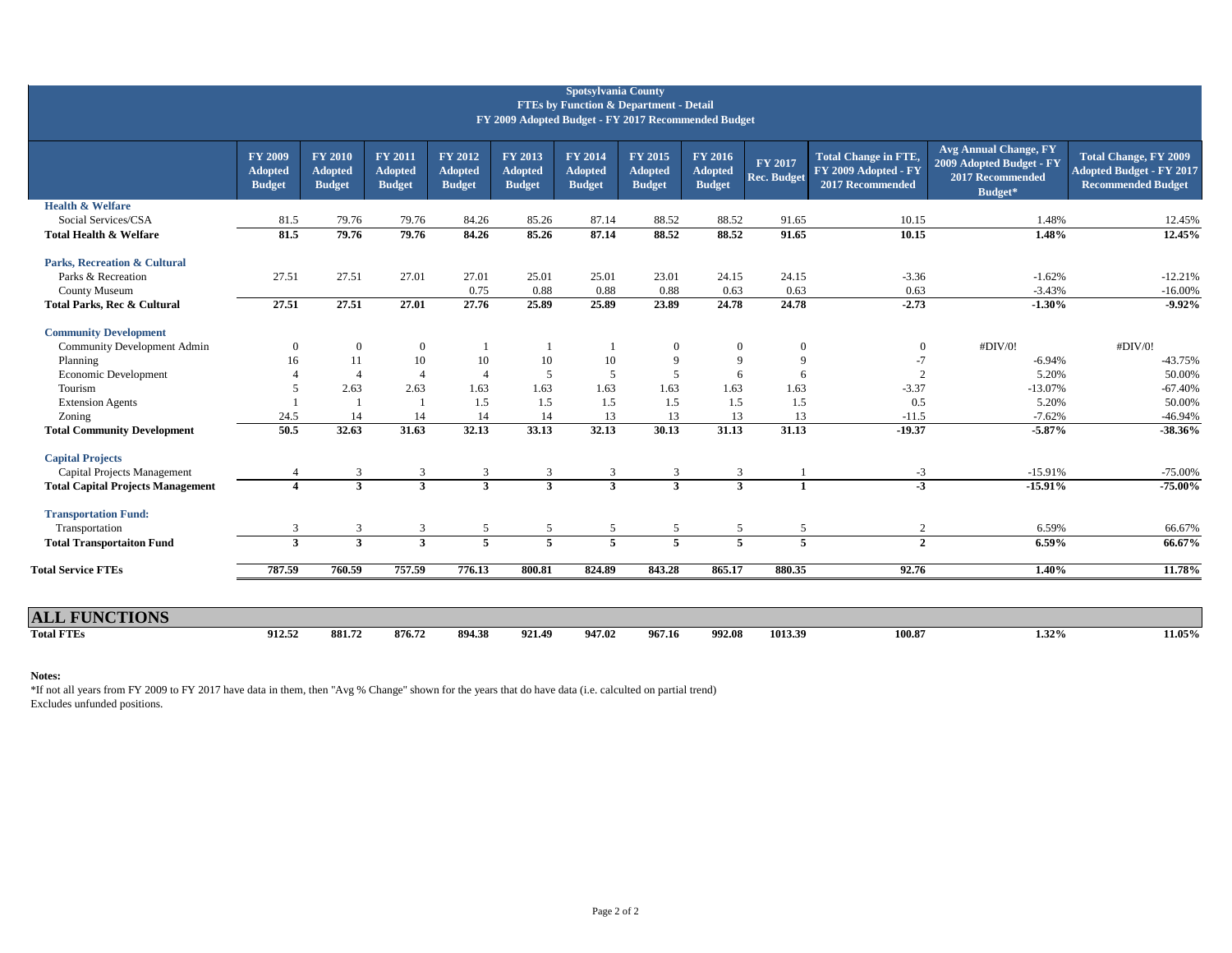## Spotsylvania County
### FTEs by Function & Department - Detail
### FY 2009 Adopted Budget - FY 2017 Recommended Budget

| | FY 2009 Adopted Budget | FY 2010 Adopted Budget | FY 2011 Adopted Budget | FY 2012 Adopted Budget | FY 2013 Adopted Budget | FY 2014 Adopted Budget | FY 2015 Adopted Budget | FY 2016 Adopted Budget | FY 2017 Rec. Budget | Total Change in FTE, FY 2009 Adopted - FY 2017 Recommended | Avg Annual Change, FY 2009 Adopted Budget - FY 2017 Recommended Budget* | Total Change, FY 2009 Adopted Budget - FY 2017 Recommended Budget |
|---|---|---|---|---|---|---|---|---|---|---|---|---|
| **Health & Welfare** | | | | | | | | | | | | |
| Social Services/CSA | 81.5 | 79.76 | 79.76 | 84.26 | 85.26 | 87.14 | 88.52 | 88.52 | 91.65 | 10.15 | 1.48% | 12.45% |
| **Total Health & Welfare** | **81.5** | **79.76** | **79.76** | **84.26** | **85.26** | **87.14** | **88.52** | **88.52** | **91.65** | **10.15** | **1.48%** | **12.45%** |
| **Parks, Recreation & Cultural** | | | | | | | | | | | | |
| Parks & Recreation | 27.51 | 27.51 | 27.01 | 27.01 | 25.01 | 25.01 | 23.01 | 24.15 | 24.15 | -3.36 | -1.62% | -12.21% |
| County Museum | | | | 0.75 | 0.88 | 0.88 | 0.88 | 0.63 | 0.63 | 0.63 | -3.43% | -16.00% |
| **Total Parks, Rec & Cultural** | **27.51** | **27.51** | **27.01** | **27.76** | **25.89** | **25.89** | **23.89** | **24.78** | **24.78** | **-2.73** | **-1.30%** | **-9.92%** |
| **Community Development** | | | | | | | | | | | | |
| Community Development Admin | 0 | 0 | 0 | 1 | 1 | 1 | 0 | 0 | 0 | 0 | #DIV/0! | #DIV/0! |
| Planning | 16 | 11 | 10 | 10 | 10 | 10 | 9 | 9 | 9 | -7 | -6.94% | -43.75% |
| Economic Development | 4 | 4 | 4 | 4 | 5 | 5 | 5 | 6 | 6 | 2 | 5.20% | 50.00% |
| Tourism | 5 | 2.63 | 2.63 | 1.63 | 1.63 | 1.63 | 1.63 | 1.63 | 1.63 | -3.37 | -13.07% | -67.40% |
| Extension Agents | 1 | 1 | 1 | 1.5 | 1.5 | 1.5 | 1.5 | 1.5 | 1.5 | 0.5 | 5.20% | 50.00% |
| Zoning | 24.5 | 14 | 14 | 14 | 14 | 13 | 13 | 13 | 13 | -11.5 | -7.62% | -46.94% |
| **Total Community Development** | **50.5** | **32.63** | **31.63** | **32.13** | **33.13** | **32.13** | **30.13** | **31.13** | **31.13** | **-19.37** | **-5.87%** | **-38.36%** |
| **Capital Projects** | | | | | | | | | | | | |
| Capital Projects Management | 4 | 3 | 3 | 3 | 3 | 3 | 3 | 3 | 1 | -3 | -15.91% | -75.00% |
| **Total Capital Projects Management** | **4** | **3** | **3** | **3** | **3** | **3** | **3** | **3** | **1** | **-3** | **-15.91%** | **-75.00%** |
| **Transportation Fund:** | | | | | | | | | | | | |
| Transportation | 3 | 3 | 3 | 5 | 5 | 5 | 5 | 5 | 5 | 2 | 6.59% | 66.67% |
| **Total Transportaiton Fund** | **3** | **3** | **3** | **5** | **5** | **5** | **5** | **5** | **5** | **2** | **6.59%** | **66.67%** |
| **Total Service FTEs** | **787.59** | **760.59** | **757.59** | **776.13** | **800.81** | **824.89** | **843.28** | **865.17** | **880.35** | **92.76** | **1.40%** | **11.78%** |
| **ALL FUNCTIONS** | | | | | | | | | | | | |
| **Total FTEs** | **912.52** | **881.72** | **876.72** | **894.38** | **921.49** | **947.02** | **967.16** | **992.08** | **1013.39** | **100.87** | **1.32%** | **11.05%** |

**Notes:**

*If not all years from FY 2009 to FY 2017 have data in them, then "Avg % Change" shown for the years that do have data (i.e. calculted on partial trend)

Excludes unfunded positions.